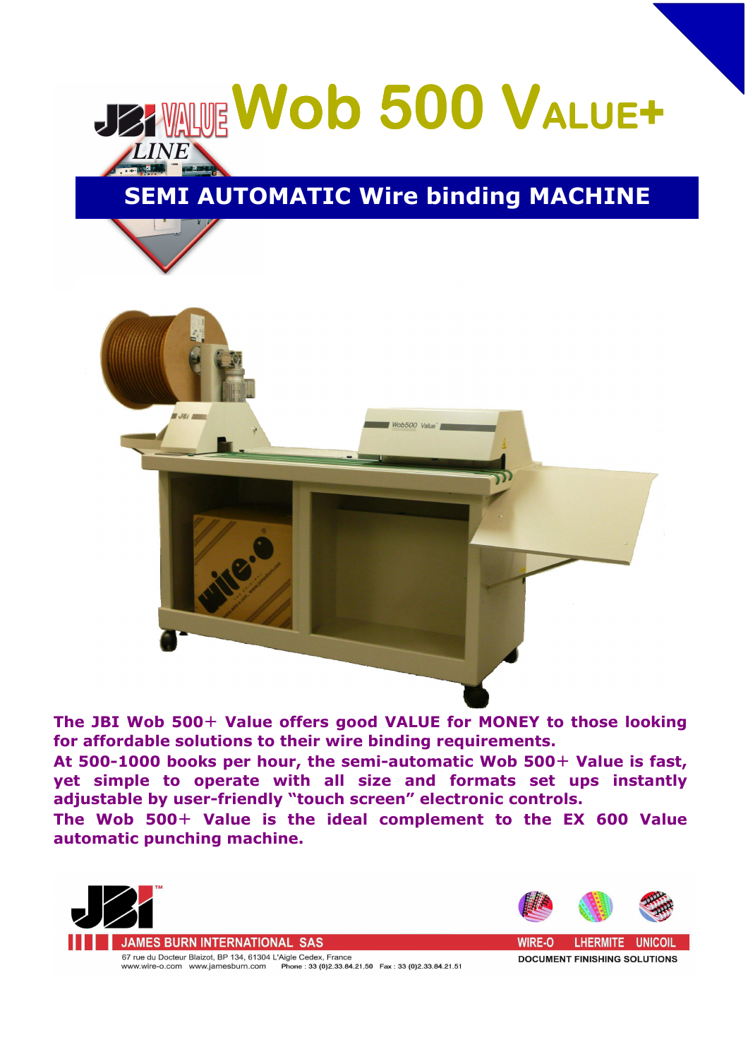# JBI VALUE LINE Wob 500 VALUE+

## SEMI AUTOMATIC Wire binding MACHINE

**The JBI Wob 500+ Value offers good VALUE for MONEY to those looking for affordable solutions to their wire binding requirements.**

**At 500-1000 books per hour, the semi-automatic Wob 500+ Value is fast, yet simple to operate with all size and formats set ups instantly adjustable by user-friendly "touch screen" electronic controls.**

**The Wob 500+ Value is the ideal complement to the EX 600 Value automatic punching machine.**

JBI™

JAMES BURN INTERNATIONAL SAS

67 rue du Docteur Blaizot, BP 134, 61304 L'Aigle Cedex, France
www.wire-o.com www.jamesburn.com Phone : 33 (0)2.33.84.21.50 Fax : 33 (0)2.33.84.21.51

WIRE-O LHERMITE UNICOIL

DOCUMENT FINISHING SOLUTIONS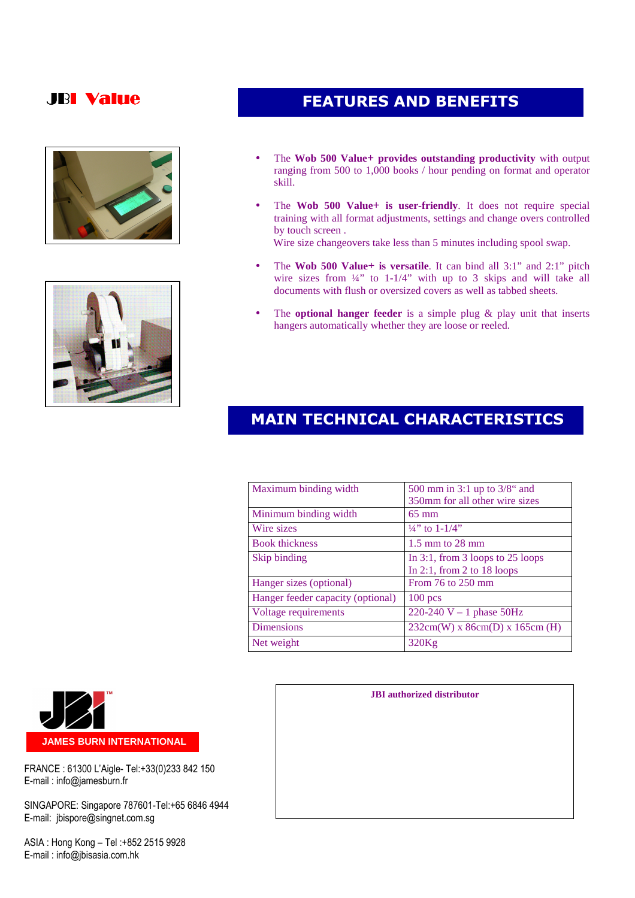JBI Value

## FEATURES AND BENEFITS

- The **Wob 500 Value+ provides outstanding productivity** with output ranging from 500 to 1,000 books / hour pending on format and operator skill.
- The **Wob 500 Value+ is user-friendly**. It does not require special training with all format adjustments, settings and change overs controlled by touch screen .
  Wire size changeovers take less than 5 minutes including spool swap.
- The **Wob 500 Value+ is versatile**. It can bind all 3:1" and 2:1" pitch wire sizes from ¼" to 1-1/4" with up to 3 skips and will take all documents with flush or oversized covers as well as tabbed sheets.
- The **optional hanger feeder** is a simple plug & play unit that inserts hangers automatically whether they are loose or reeled.

## MAIN TECHNICAL CHARACTERISTICS

| | |
|---|---|
| Maximum binding width | 500 mm in 3:1 up to 3/8" and 350mm for all other wire sizes |
| Minimum binding width | 65 mm |
| Wire sizes | ¼" to 1-1/4" |
| Book thickness | 1.5 mm to 28 mm |
| Skip binding | In 3:1, from 3 loops to 25 loops<br>In 2:1, from 2 to 18 loops |
| Hanger sizes (optional) | From 76 to 250 mm |
| Hanger feeder capacity (optional) | 100 pcs |
| Voltage requirements | 220-240 V – 1 phase 50Hz |
| Dimensions | 232cm(W) x 86cm(D) x 165cm (H) |
| Net weight | 320Kg |

JAMES BURN INTERNATIONAL

FRANCE : 61300 L'Aigle- Tel:+33(0)233 842 150
E-mail : info@jamesburn.fr

SINGAPORE: Singapore 787601-Tel:+65 6846 4944
E-mail: jbispore@singnet.com.sg

ASIA : Hong Kong – Tel :+852 2515 9928
E-mail : info@jbisasia.com.hk

**JBI authorized distributor**